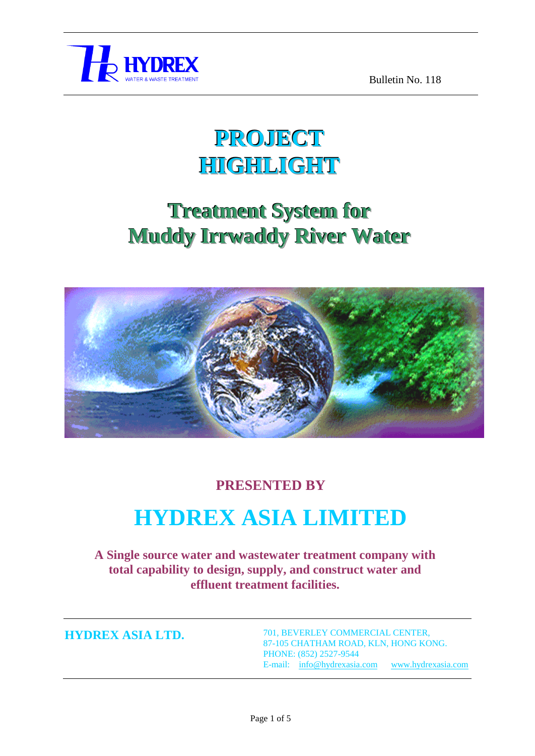HYDREX
WATER & WASTE TREATMENT

Bulletin No. 118

# PROJECT HIGHLIGHT

## Treatment System for Muddy Irrwaddy River Water

**PRESENTED BY**

# HYDREX ASIA LIMITED

**A Single source water and wastewater treatment company with total capability to design, supply, and construct water and effluent treatment facilities.**

**HYDREX ASIA LTD.**

701, BEVERLEY COMMERCIAL CENTER,
87-105 CHATHAM ROAD, KLN, HONG KONG.
PHONE: (852) 2527-9544
E-mail: info@hydrexasia.com www.hydrexasia.com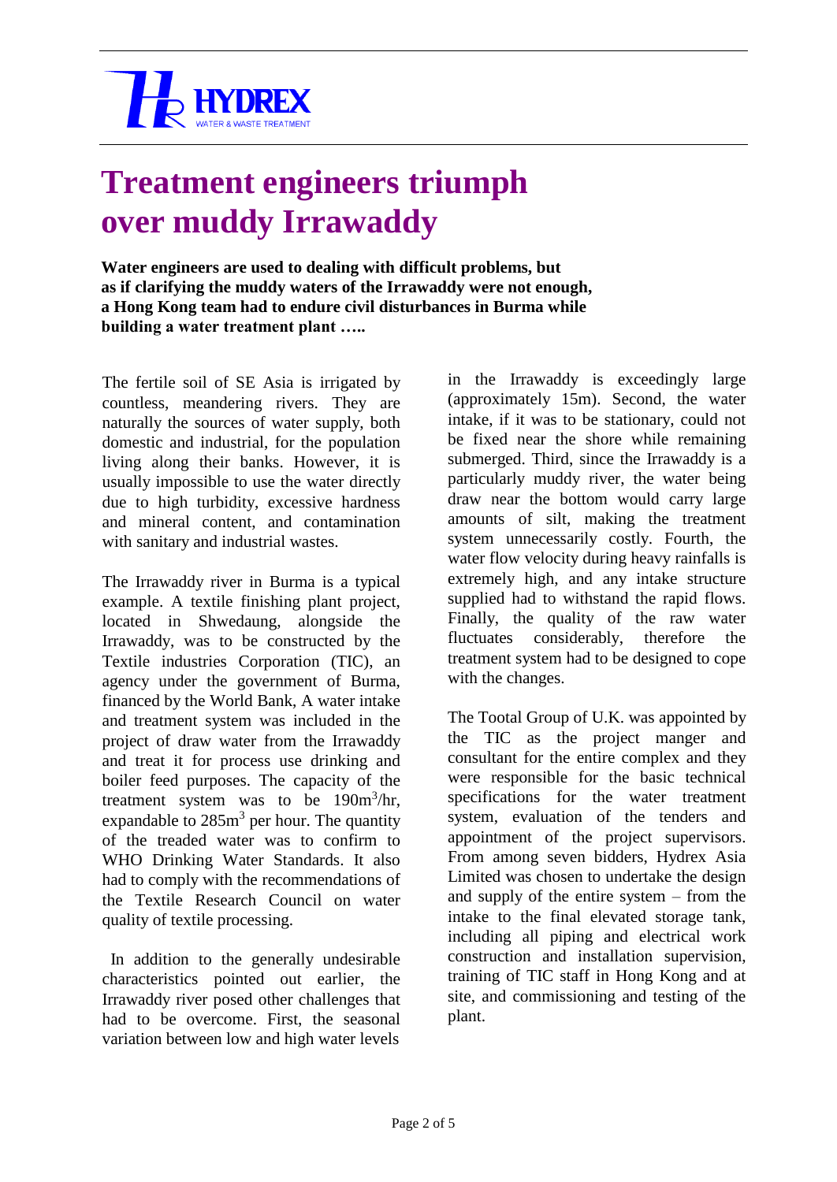HYDREX

WATER & WASTE TREATMENT

# Treatment engineers triumph over muddy Irrawaddy

**Water engineers are used to dealing with difficult problems, but as if clarifying the muddy waters of the Irrawaddy were not enough, a Hong Kong team had to endure civil disturbances in Burma while building a water treatment plant …..**

The fertile soil of SE Asia is irrigated by countless, meandering rivers. They are naturally the sources of water supply, both domestic and industrial, for the population living along their banks. However, it is usually impossible to use the water directly due to high turbidity, excessive hardness and mineral content, and contamination with sanitary and industrial wastes.

The Irrawaddy river in Burma is a typical example. A textile finishing plant project, located in Shwedaung, alongside the Irrawaddy, was to be constructed by the Textile industries Corporation (TIC), an agency under the government of Burma, financed by the World Bank, A water intake and treatment system was included in the project of draw water from the Irrawaddy and treat it for process use drinking and boiler feed purposes. The capacity of the treatment system was to be 190m$^3$/hr, expandable to 285m$^3$ per hour. The quantity of the treaded water was to confirm to WHO Drinking Water Standards. It also had to comply with the recommendations of the Textile Research Council on water quality of textile processing.

In addition to the generally undesirable characteristics pointed out earlier, the Irrawaddy river posed other challenges that had to be overcome. First, the seasonal variation between low and high water levels in the Irrawaddy is exceedingly large (approximately 15m). Second, the water intake, if it was to be stationary, could not be fixed near the shore while remaining submerged. Third, since the Irrawaddy is a particularly muddy river, the water being draw near the bottom would carry large amounts of silt, making the treatment system unnecessarily costly. Fourth, the water flow velocity during heavy rainfalls is extremely high, and any intake structure supplied had to withstand the rapid flows. Finally, the quality of the raw water fluctuates considerably, therefore the treatment system had to be designed to cope with the changes.

The Tootal Group of U.K. was appointed by the TIC as the project manger and consultant for the entire complex and they were responsible for the basic technical specifications for the water treatment system, evaluation of the tenders and appointment of the project supervisors. From among seven bidders, Hydrex Asia Limited was chosen to undertake the design and supply of the entire system – from the intake to the final elevated storage tank, including all piping and electrical work construction and installation supervision, training of TIC staff in Hong Kong and at site, and commissioning and testing of the plant.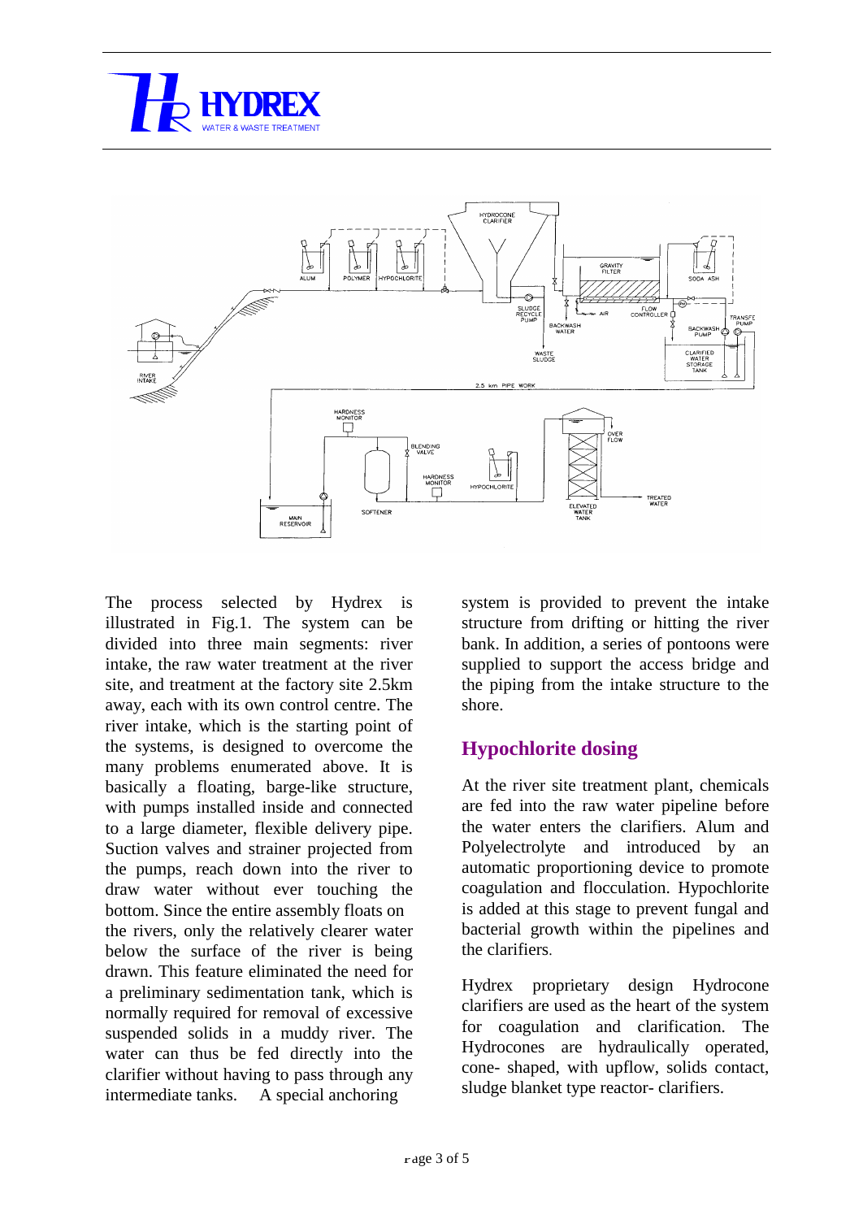The process selected by Hydrex is illustrated in Fig.1. The system can be divided into three main segments: river intake, the raw water treatment at the river site, and treatment at the factory site 2.5km away, each with its own control centre. The river intake, which is the starting point of the systems, is designed to overcome the many problems enumerated above. It is basically a floating, barge-like structure, with pumps installed inside and connected to a large diameter, flexible delivery pipe. Suction valves and strainer projected from the pumps, reach down into the river to draw water without ever touching the bottom. Since the entire assembly floats on the rivers, only the relatively clearer water below the surface of the river is being drawn. This feature eliminated the need for a preliminary sedimentation tank, which is normally required for removal of excessive suspended solids in a muddy river. The water can thus be fed directly into the clarifier without having to pass through any intermediate tanks. A special anchoring system is provided to prevent the intake structure from drifting or hitting the river bank. In addition, a series of pontoons were supplied to support the access bridge and the piping from the intake structure to the shore.

## Hypochlorite dosing

At the river site treatment plant, chemicals are fed into the raw water pipeline before the water enters the clarifiers. Alum and Polyelectrolyte and introduced by an automatic proportioning device to promote coagulation and flocculation. Hypochlorite is added at this stage to prevent fungal and bacterial growth within the pipelines and the clarifiers.

Hydrex proprietary design Hydrocone clarifiers are used as the heart of the system for coagulation and clarification. The Hydrocones are hydraulically operated, cone- shaped, with upflow, solids contact, sludge blanket type reactor- clarifiers.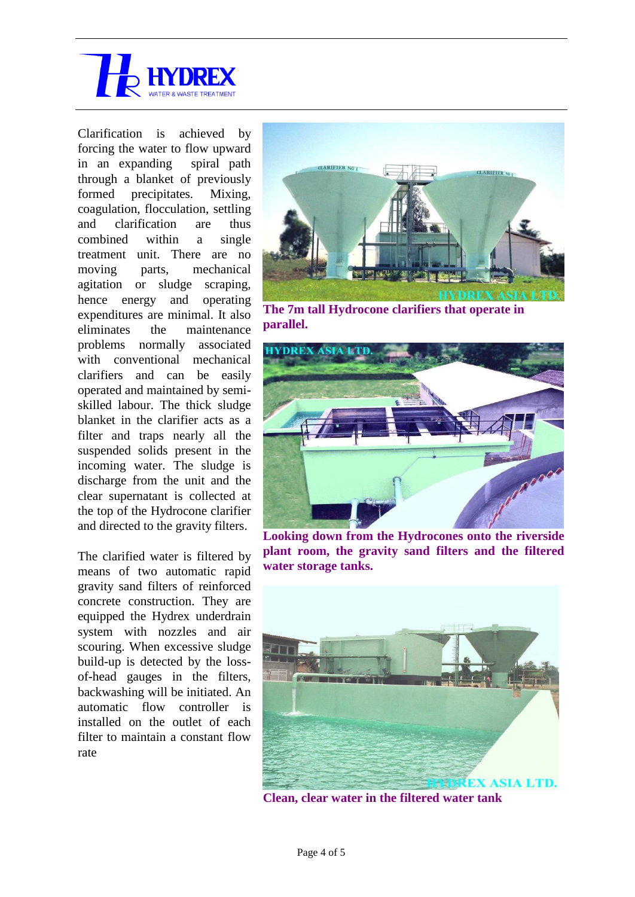Clarification is achieved by forcing the water to flow upward in an expanding spiral path through a blanket of previously formed precipitates. Mixing, coagulation, flocculation, settling and clarification are thus combined within a single treatment unit. There are no moving parts, mechanical agitation or sludge scraping, hence energy and operating expenditures are minimal. It also eliminates the maintenance problems normally associated with conventional mechanical clarifiers and can be easily operated and maintained by semi-skilled labour. The thick sludge blanket in the clarifier acts as a filter and traps nearly all the suspended solids present in the incoming water. The sludge is discharge from the unit and the clear supernatant is collected at the top of the Hydrocone clarifier and directed to the gravity filters.

The clarified water is filtered by means of two automatic rapid gravity sand filters of reinforced concrete construction. They are equipped the Hydrex underdrain system with nozzles and air scouring. When excessive sludge build-up is detected by the loss-of-head gauges in the filters, backwashing will be initiated. An automatic flow controller is installed on the outlet of each filter to maintain a constant flow rate

**The 7m tall Hydrocone clarifiers that operate in parallel.**

**Looking down from the Hydrocones onto the riverside plant room, the gravity sand filters and the filtered water storage tanks.**

**Clean, clear water in the filtered water tank**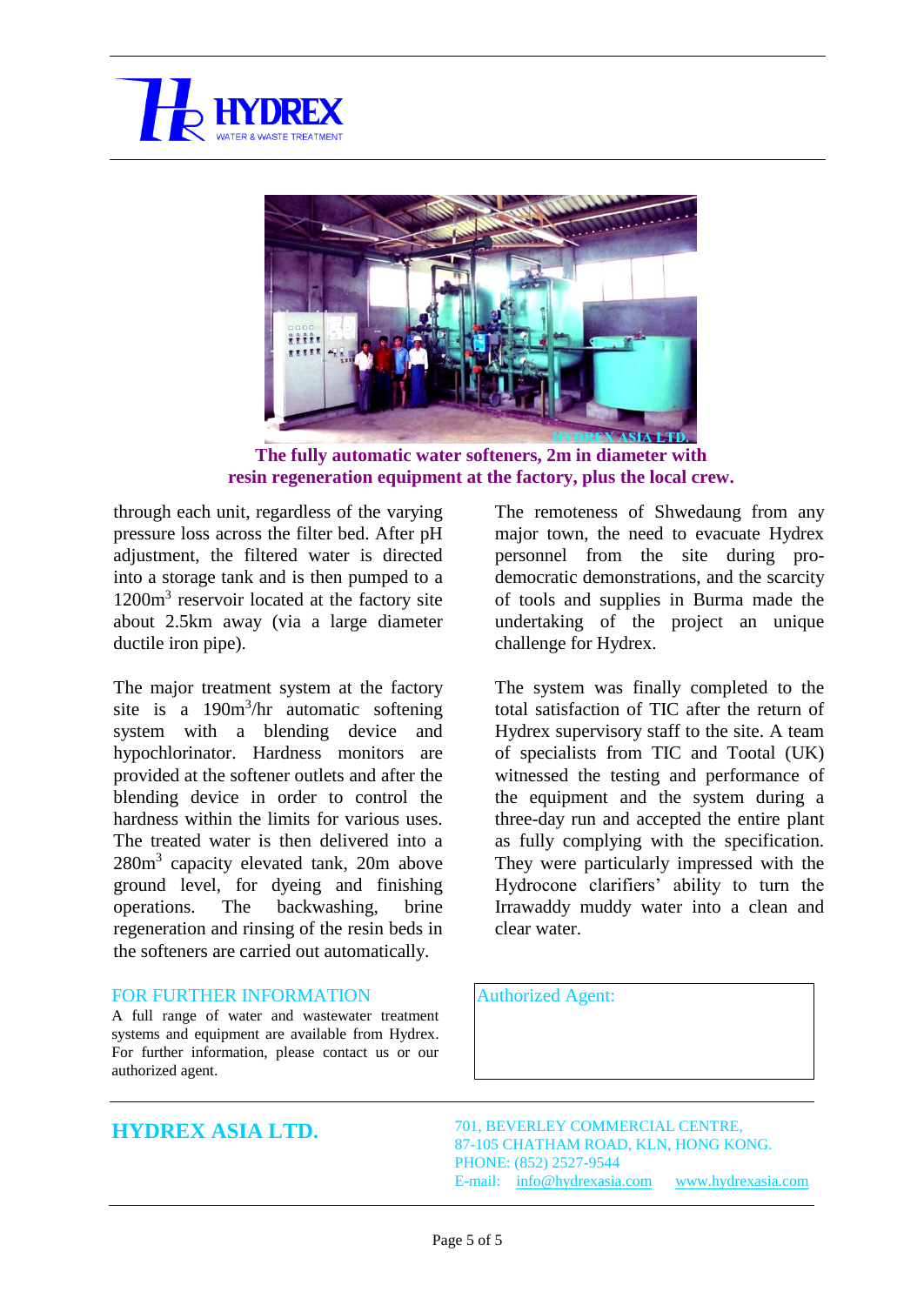The fully automatic water softeners, 2m in diameter with resin regeneration equipment at the factory, plus the local crew.

through each unit, regardless of the varying pressure loss across the filter bed. After pH adjustment, the filtered water is directed into a storage tank and is then pumped to a 1200$m^3$ reservoir located at the factory site about 2.5km away (via a large diameter ductile iron pipe).

The major treatment system at the factory site is a 190$m^3$/hr automatic softening system with a blending device and hypochlorinator. Hardness monitors are provided at the softener outlets and after the blending device in order to control the hardness within the limits for various uses. The treated water is then delivered into a 280$m^3$ capacity elevated tank, 20m above ground level, for dyeing and finishing operations. The backwashing, brine regeneration and rinsing of the resin beds in the softeners are carried out automatically.

The remoteness of Shwedaung from any major town, the need to evacuate Hydrex personnel from the site during pro-democratic demonstrations, and the scarcity of tools and supplies in Burma made the undertaking of the project an unique challenge for Hydrex.

The system was finally completed to the total satisfaction of TIC after the return of Hydrex supervisory staff to the site. A team of specialists from TIC and Tootal (UK) witnessed the testing and performance of the equipment and the system during a three-day run and accepted the entire plant as fully complying with the specification. They were particularly impressed with the Hydrocone clarifiers' ability to turn the Irrawaddy muddy water into a clean and clear water.

FOR FURTHER INFORMATION

A full range of water and wastewater treatment systems and equipment are available from Hydrex. For further information, please contact us or our authorized agent.

Authorized Agent:

**HYDREX ASIA LTD.**

701, BEVERLEY COMMERCIAL CENTRE,
87-105 CHATHAM ROAD, KLN, HONG KONG.
PHONE: (852) 2527-9544
E-mail: info@hydrexasia.com www.hydrexasia.com